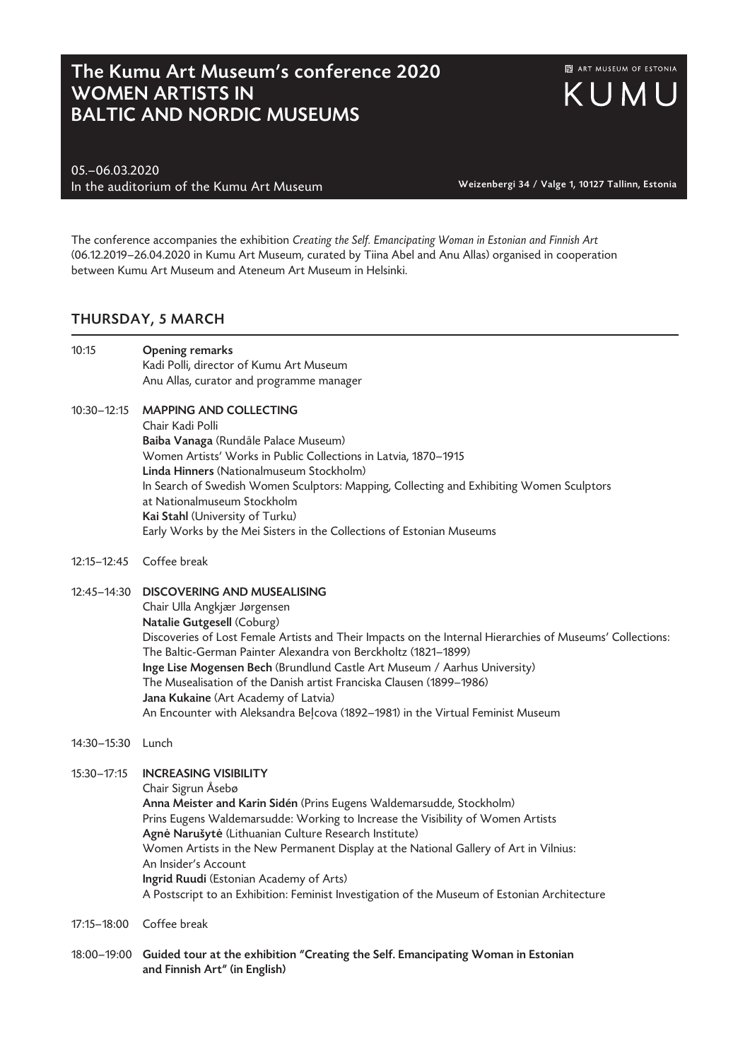# The Kumu Art Museum's conference 2020
# WOMEN ARTISTS IN BALTIC AND NORDIC MUSEUMS

ART MUSEUM OF ESTONIA
KUMU

05.–06.03.2020
In the auditorium of the Kumu Art Museum

**Weizenbergi 34 / Valge 1, 10127 Tallinn, Estonia**

The conference accompanies the exhibition *Creating the Self. Emancipating Woman in Estonian and Finnish Art* (06.12.2019–26.04.2020 in Kumu Art Museum, curated by Tiina Abel and Anu Allas) organised in cooperation between Kumu Art Museum and Ateneum Art Museum in Helsinki.

## THURSDAY, 5 MARCH

10:15 **Opening remarks**
Kadi Polli, director of Kumu Art Museum
Anu Allas, curator and programme manager

10:30–12:15 **MAPPING AND COLLECTING**
Chair Kadi Polli
**Baiba Vanaga** (Rundāle Palace Museum)
Women Artists' Works in Public Collections in Latvia, 1870–1915
**Linda Hinners** (Nationalmuseum Stockholm)
In Search of Swedish Women Sculptors: Mapping, Collecting and Exhibiting Women Sculptors at Nationalmuseum Stockholm
**Kai Stahl** (University of Turku)
Early Works by the Mei Sisters in the Collections of Estonian Museums

12:15–12:45 Coffee break

12:45–14:30 **DISCOVERING AND MUSEALISING**
Chair Ulla Angkjær Jørgensen
**Natalie Gutgesell** (Coburg)
Discoveries of Lost Female Artists and Their Impacts on the Internal Hierarchies of Museums' Collections: The Baltic-German Painter Alexandra von Berckholtz (1821–1899)
**Inge Lise Mogensen Bech** (Brundlund Castle Art Museum / Aarhus University)
The Musealisation of the Danish artist Franciska Clausen (1899–1986)
**Jana Kukaine** (Art Academy of Latvia)
An Encounter with Aleksandra Beļcova (1892–1981) in the Virtual Feminist Museum

14:30–15:30 Lunch

15:30–17:15 **INCREASING VISIBILITY**
Chair Sigrun Åsebø
**Anna Meister and Karin Sidén** (Prins Eugens Waldemarsudde, Stockholm)
Prins Eugens Waldemarsudde: Working to Increase the Visibility of Women Artists
**Agnė Narušytė** (Lithuanian Culture Research Institute)
Women Artists in the New Permanent Display at the National Gallery of Art in Vilnius: An Insider's Account
**Ingrid Ruudi** (Estonian Academy of Arts)
A Postscript to an Exhibition: Feminist Investigation of the Museum of Estonian Architecture

17:15–18:00 Coffee break

18:00–19:00 **Guided tour at the exhibition "Creating the Self. Emancipating Woman in Estonian and Finnish Art" (in English)**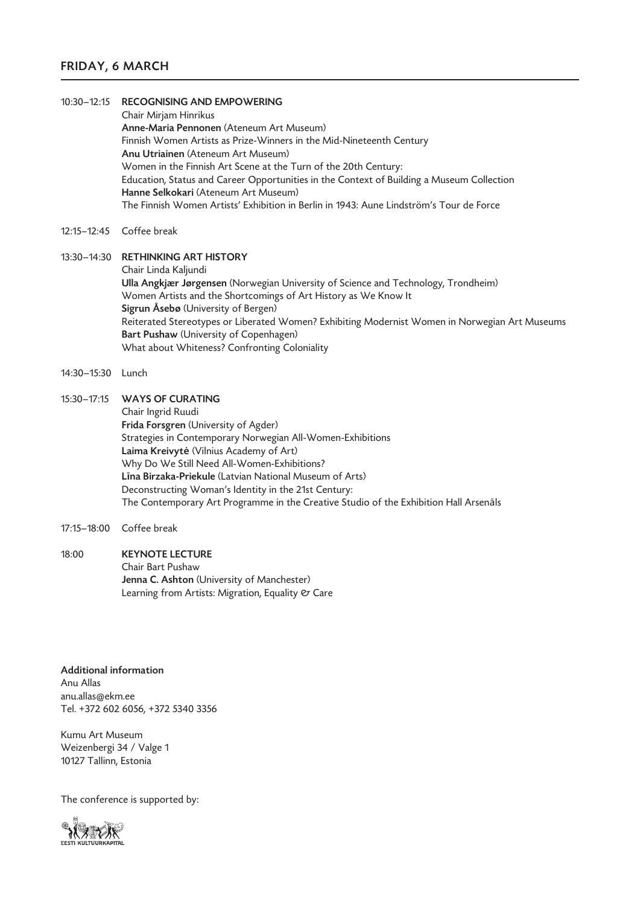## FRIDAY, 6 MARCH

10:30–12:15 **RECOGNISING AND EMPOWERING**
Chair Mirjam Hinrikus
**Anne-Maria Pennonen** (Ateneum Art Museum)
Finnish Women Artists as Prize-Winners in the Mid-Nineteenth Century
**Anu Utriainen** (Ateneum Art Museum)
Women in the Finnish Art Scene at the Turn of the 20th Century:
Education, Status and Career Opportunities in the Context of Building a Museum Collection
**Hanne Selkokari** (Ateneum Art Museum)
The Finnish Women Artists' Exhibition in Berlin in 1943: Aune Lindström's Tour de Force

12:15–12:45 Coffee break

13:30–14:30 **RETHINKING ART HISTORY**
Chair Linda Kaljundi
**Ulla Angkjær Jørgensen** (Norwegian University of Science and Technology, Trondheim)
Women Artists and the Shortcomings of Art History as We Know It
**Sigrun Åsebø** (University of Bergen)
Reiterated Stereotypes or Liberated Women? Exhibiting Modernist Women in Norwegian Art Museums
**Bart Pushaw** (University of Copenhagen)
What about Whiteness? Confronting Coloniality

14:30–15:30 Lunch

15:30–17:15 **WAYS OF CURATING**
Chair Ingrid Ruudi
**Frida Forsgren** (University of Agder)
Strategies in Contemporary Norwegian All-Women-Exhibitions
**Laima Kreivytė** (Vilnius Academy of Art)
Why Do We Still Need All-Women-Exhibitions?
**Līna Birzaka-Priekule** (Latvian National Museum of Arts)
Deconstructing Woman's Identity in the 21st Century:
The Contemporary Art Programme in the Creative Studio of the Exhibition Hall Arsenāls

17:15–18:00 Coffee break

18:00 **KEYNOTE LECTURE**
Chair Bart Pushaw
**Jenna C. Ashton** (University of Manchester)
Learning from Artists: Migration, Equality & Care

**Additional information**
Anu Allas
anu.allas@ekm.ee
Tel. +372 602 6056, +372 5340 3356

Kumu Art Museum
Weizenbergi 34 / Valge 1
10127 Tallinn, Estonia

The conference is supported by:

EESTI KULTUURKAPITAL